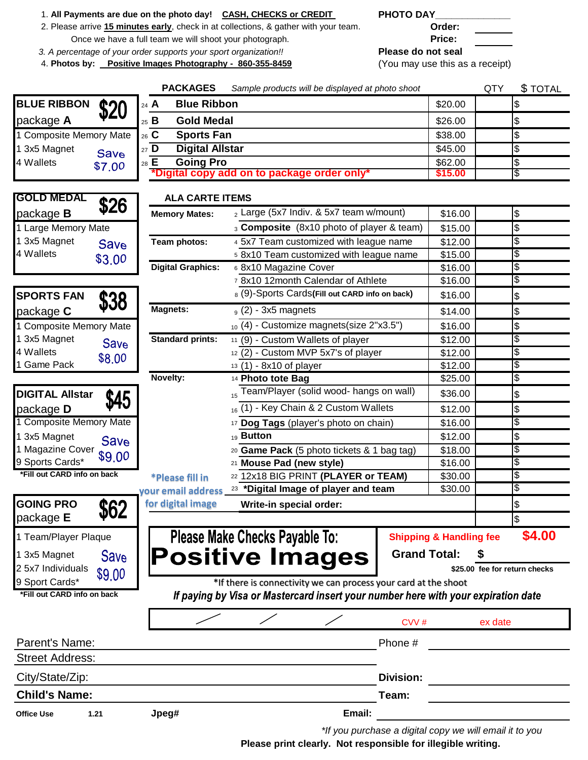1. **All Payments are due on the photo day!** **CASH, CHECKS or CREDIT**
2. Please arrive **15 minutes early**, check in at collections, & gather with your team. Once we have a full team we will shoot your photograph.
3. *A percentage of your order supports your sport organization!!*
4. **Photos by:** **Positive Images Photography - 860-355-8459**

**PHOTO DAY** ______________

**Order:** ______

**Price:** ______

**Please do not seal**

(You may use this as a receipt)

## BLUE RIBBON package A — $20

- 1 Composite Memory Mate
- 1 3x5 Magnet
- 4 Wallets

Save $7.00

## GOLD MEDAL package B — $26

- 1 Large Memory Mate
- 1 3x5 Magnet
- 4 Wallets

Save $3.00

## SPORTS FAN package C — $38

- 1 Composite Memory Mate
- 1 3x5 Magnet
- 4 Wallets
- 1 Game Pack

Save $8.00

## DIGITAL Allstar package D — $45

- 1 Composite Memory Mate
- 1 3x5 Magnet
- 1 Magazine Cover
- 9 Sports Cards*

Save $9.00

***Fill out CARD info on back**

## GOING PRO package E — $62

- 1 Team/Player Plaque
- 1 3x5 Magnet
- 2 5x7 Individuals
- 9 Sport Cards*

Save $9.00

***Fill out CARD info on back**

## PACKAGES

*Sample products will be displayed at photo shoot*

| # | Package | | Price | QTY | $ TOTAL |
|---|---|---|---|---|---|
| 24 | **A** | **Blue Ribbon** | $20.00 | | $ |
| 25 | **B** | **Gold Medal** | $26.00 | | $ |
| 26 | **C** | **Sports Fan** | $38.00 | | $ |
| 27 | **D** | **Digital Allstar** | $45.00 | | $ |
| 28 | **E** | **Going Pro** | $62.00 | | $ |
| | | ***Digital copy add on to package order only*** | **$15.00** | | $ |

## ALA CARTE ITEMS

| Category | # | Item | Price | QTY | $ TOTAL |
|---|---|---|---|---|---|
| **Memory Mates:** | 2 | Large (5x7 Indiv. & 5x7 team w/mount) | $16.00 | | $ |
| | 3 | **Composite** (8x10 photo of player & team) | $15.00 | | $ |
| **Team photos:** | 4 | 5x7 Team customized with league name | $12.00 | | $ |
| | 5 | 8x10 Team customized with league name | $15.00 | | $ |
| **Digital Graphics:** | 6 | 8x10 Magazine Cover | $16.00 | | $ |
| | 7 | 8x10 12month Calendar of Athlete | $16.00 | | $ |
| | 8 | (9)-Sports Cards **(Fill out CARD info on back)** | $16.00 | | $ |
| **Magnets:** | 9 | (2) - 3x5 magnets | $14.00 | | $ |
| | 10 | (4) - Customize magnets(size 2"x3.5") | $16.00 | | $ |
| **Standard prints:** | 11 | (9) - Custom Wallets of player | $12.00 | | $ |
| | 12 | (2) - Custom MVP 5x7's of player | $12.00 | | $ |
| | 13 | (1) - 8x10 of player | $12.00 | | $ |
| **Novelty:** | 14 | **Photo tote Bag** | $25.00 | | $ |
| | 15 | Team/Player (solid wood- hangs on wall) | $36.00 | | $ |
| | 16 | (1) - Key Chain & 2 Custom Wallets | $12.00 | | $ |
| | 17 | **Dog Tags** (player's photo on chain) | $16.00 | | $ |
| | 19 | **Button** | $12.00 | | $ |
| | 20 | **Game Pack** (5 photo tickets & 1 bag tag) | $18.00 | | $ |
| | 21 | **Mouse Pad (new style)** | $16.00 | | $ |
| *Please fill in your email address for digital image | 22 | 12x18 BIG PRINT **(PLAYER or TEAM)** | $30.00 | | $ |
| | 23 | ***Digital Image of player and team** | $30.00 | | $ |
| | | **Write-in special order:** | | | $ |
| | | | | | $ |

**Please Make Checks Payable To:**

# Positive Images

**Shipping & Handling fee** **$4.00**

**Grand Total: $**

**$25.00 fee for return checks**

*If there is connectivity we can process your card at the shoot

***If paying by Visa or Mastercard insert your number here with your expiration date***

| / / / | CVV # | ex date |
|---|---|---|
| | | |

Parent's Name: ______________________ Phone # ______________

Street Address: ______________________

City/State/Zip: ______________________ **Division:** ______________

**Child's Name:** ______________________ **Team:** ______________

**Office Use** **1.21** **Jpeg#** **Email:** ______________

*\*If you purchase a digital copy we will email it to you*

**Please print clearly. Not responsible for illegible writing.**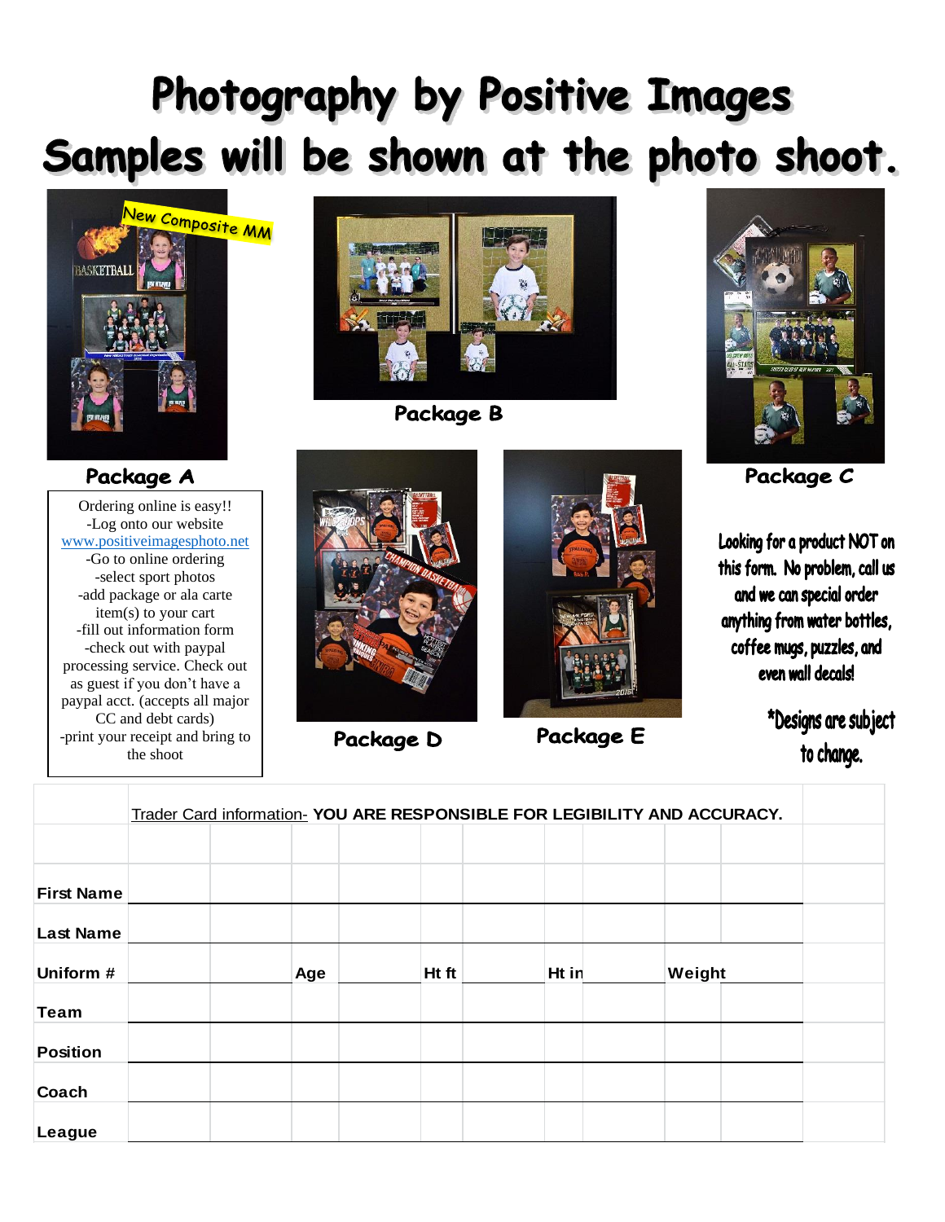# Photography by Positive Images

# Samples will be shown at the photo shoot.

New Composite MM

**Package A**

Ordering online is easy!!
-Log onto our website
www.positiveimagesphoto.net
-Go to online ordering
-select sport photos
-add package or ala carte item(s) to your cart
-fill out information form
-check out with paypal processing service. Check out as guest if you don't have a paypal acct. (accepts all major CC and debt cards)
-print your receipt and bring to the shoot

**Package B**

**Package C**

**Package D**

**Package E**

Looking for a product NOT on this form. No problem, call us and we can special order anything from water bottles, coffee mugs, puzzles, and even wall decals!

*Designs are subject to change.

Trader Card information- **YOU ARE RESPONSIBLE FOR LEGIBILITY AND ACCURACY.**

| | | | | | | | |
|---|---|---|---|---|---|---|---|
| **First Name** | | | | | | | |
| **Last Name** | | | | | | | |
| **Uniform #** | | **Age** | | **Ht ft** | | **Ht in** | **Weight** |
| **Team** | | | | | | | |
| **Position** | | | | | | | |
| **Coach** | | | | | | | |
| **League** | | | | | | | |